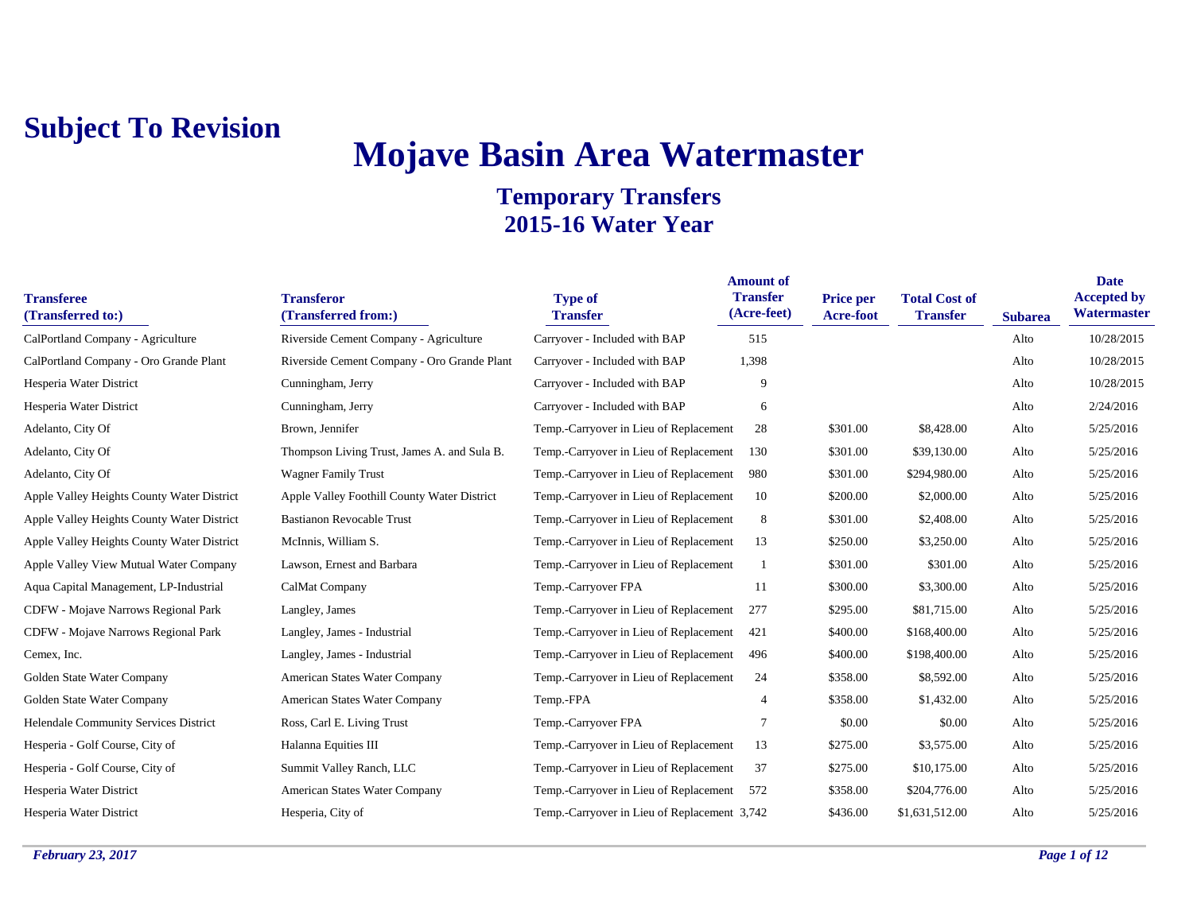**Subject To Revision**

# Mojave Basin Area Watermaster

## Temporary Transfers
## 2015-16 Water Year

| Transferee (Transferred to:) | Transferor (Transferred from:) | Type of Transfer | Amount of Transfer (Acre-feet) | Price per Acre-foot | Total Cost of Transfer | Subarea | Date Accepted by Watermaster |
|---|---|---|---|---|---|---|---|
| CalPortland Company - Agriculture | Riverside Cement Company - Agriculture | Carryover - Included with BAP | 515 | | | Alto | 10/28/2015 |
| CalPortland Company - Oro Grande Plant | Riverside Cement Company - Oro Grande Plant | Carryover - Included with BAP | 1,398 | | | Alto | 10/28/2015 |
| Hesperia Water District | Cunningham, Jerry | Carryover - Included with BAP | 9 | | | Alto | 10/28/2015 |
| Hesperia Water District | Cunningham, Jerry | Carryover - Included with BAP | 6 | | | Alto | 2/24/2016 |
| Adelanto, City Of | Brown, Jennifer | Temp.-Carryover in Lieu of Replacement | 28 | $301.00 | $8,428.00 | Alto | 5/25/2016 |
| Adelanto, City Of | Thompson Living Trust, James A. and Sula B. | Temp.-Carryover in Lieu of Replacement | 130 | $301.00 | $39,130.00 | Alto | 5/25/2016 |
| Adelanto, City Of | Wagner Family Trust | Temp.-Carryover in Lieu of Replacement | 980 | $301.00 | $294,980.00 | Alto | 5/25/2016 |
| Apple Valley Heights County Water District | Apple Valley Foothill County Water District | Temp.-Carryover in Lieu of Replacement | 10 | $200.00 | $2,000.00 | Alto | 5/25/2016 |
| Apple Valley Heights County Water District | Bastianon Revocable Trust | Temp.-Carryover in Lieu of Replacement | 8 | $301.00 | $2,408.00 | Alto | 5/25/2016 |
| Apple Valley Heights County Water District | McInnis, William S. | Temp.-Carryover in Lieu of Replacement | 13 | $250.00 | $3,250.00 | Alto | 5/25/2016 |
| Apple Valley View Mutual Water Company | Lawson, Ernest and Barbara | Temp.-Carryover in Lieu of Replacement | 1 | $301.00 | $301.00 | Alto | 5/25/2016 |
| Aqua Capital Management, LP-Industrial | CalMat Company | Temp.-Carryover FPA | 11 | $300.00 | $3,300.00 | Alto | 5/25/2016 |
| CDFW - Mojave Narrows Regional Park | Langley, James | Temp.-Carryover in Lieu of Replacement | 277 | $295.00 | $81,715.00 | Alto | 5/25/2016 |
| CDFW - Mojave Narrows Regional Park | Langley, James - Industrial | Temp.-Carryover in Lieu of Replacement | 421 | $400.00 | $168,400.00 | Alto | 5/25/2016 |
| Cemex, Inc. | Langley, James - Industrial | Temp.-Carryover in Lieu of Replacement | 496 | $400.00 | $198,400.00 | Alto | 5/25/2016 |
| Golden State Water Company | American States Water Company | Temp.-Carryover in Lieu of Replacement | 24 | $358.00 | $8,592.00 | Alto | 5/25/2016 |
| Golden State Water Company | American States Water Company | Temp.-FPA | 4 | $358.00 | $1,432.00 | Alto | 5/25/2016 |
| Helendale Community Services District | Ross, Carl E. Living Trust | Temp.-Carryover FPA | 7 | $0.00 | $0.00 | Alto | 5/25/2016 |
| Hesperia - Golf Course, City of | Halanna Equities III | Temp.-Carryover in Lieu of Replacement | 13 | $275.00 | $3,575.00 | Alto | 5/25/2016 |
| Hesperia - Golf Course, City of | Summit Valley Ranch, LLC | Temp.-Carryover in Lieu of Replacement | 37 | $275.00 | $10,175.00 | Alto | 5/25/2016 |
| Hesperia Water District | American States Water Company | Temp.-Carryover in Lieu of Replacement | 572 | $358.00 | $204,776.00 | Alto | 5/25/2016 |
| Hesperia Water District | Hesperia, City of | Temp.-Carryover in Lieu of Replacement | 3,742 | $436.00 | $1,631,512.00 | Alto | 5/25/2016 |

*February 23, 2017*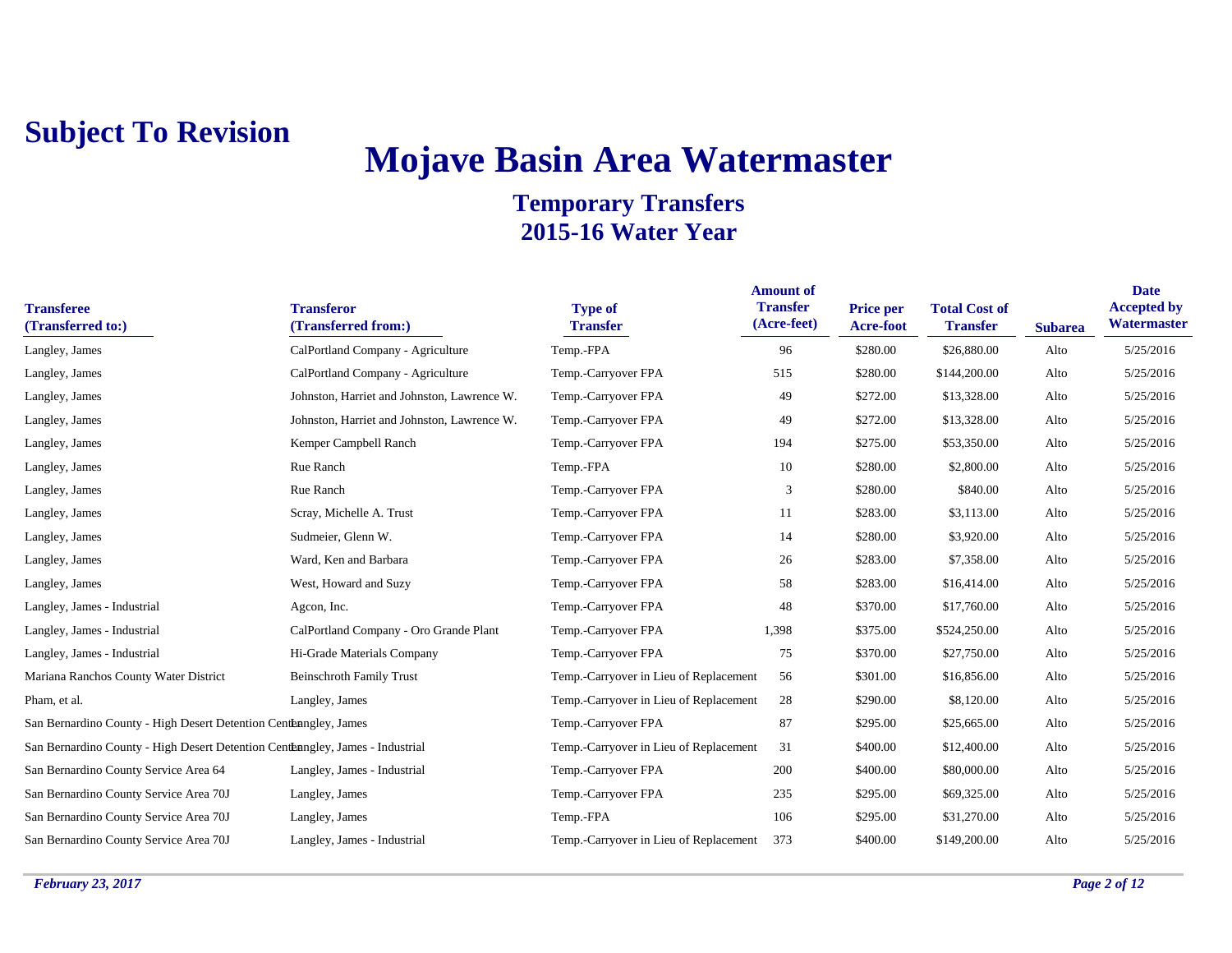**Subject To Revision**

# Mojave Basin Area Watermaster

## Temporary Transfers
## 2015-16 Water Year

| Transferee (Transferred to:) | Transferor (Transferred from:) | Type of Transfer | Amount of Transfer (Acre-feet) | Price per Acre-foot | Total Cost of Transfer | Subarea | Date Accepted by Watermaster |
|---|---|---|---|---|---|---|---|
| Langley, James | CalPortland Company - Agriculture | Temp.-FPA | 96 | $280.00 | $26,880.00 | Alto | 5/25/2016 |
| Langley, James | CalPortland Company - Agriculture | Temp.-Carryover FPA | 515 | $280.00 | $144,200.00 | Alto | 5/25/2016 |
| Langley, James | Johnston, Harriet and Johnston, Lawrence W. | Temp.-Carryover FPA | 49 | $272.00 | $13,328.00 | Alto | 5/25/2016 |
| Langley, James | Johnston, Harriet and Johnston, Lawrence W. | Temp.-Carryover FPA | 49 | $272.00 | $13,328.00 | Alto | 5/25/2016 |
| Langley, James | Kemper Campbell Ranch | Temp.-Carryover FPA | 194 | $275.00 | $53,350.00 | Alto | 5/25/2016 |
| Langley, James | Rue Ranch | Temp.-FPA | 10 | $280.00 | $2,800.00 | Alto | 5/25/2016 |
| Langley, James | Rue Ranch | Temp.-Carryover FPA | 3 | $280.00 | $840.00 | Alto | 5/25/2016 |
| Langley, James | Scray, Michelle A. Trust | Temp.-Carryover FPA | 11 | $283.00 | $3,113.00 | Alto | 5/25/2016 |
| Langley, James | Sudmeier, Glenn W. | Temp.-Carryover FPA | 14 | $280.00 | $3,920.00 | Alto | 5/25/2016 |
| Langley, James | Ward, Ken and Barbara | Temp.-Carryover FPA | 26 | $283.00 | $7,358.00 | Alto | 5/25/2016 |
| Langley, James | West, Howard and Suzy | Temp.-Carryover FPA | 58 | $283.00 | $16,414.00 | Alto | 5/25/2016 |
| Langley, James - Industrial | Agcon, Inc. | Temp.-Carryover FPA | 48 | $370.00 | $17,760.00 | Alto | 5/25/2016 |
| Langley, James - Industrial | CalPortland Company - Oro Grande Plant | Temp.-Carryover FPA | 1,398 | $375.00 | $524,250.00 | Alto | 5/25/2016 |
| Langley, James - Industrial | Hi-Grade Materials Company | Temp.-Carryover FPA | 75 | $370.00 | $27,750.00 | Alto | 5/25/2016 |
| Mariana Ranchos County Water District | Beinschroth Family Trust | Temp.-Carryover in Lieu of Replacement | 56 | $301.00 | $16,856.00 | Alto | 5/25/2016 |
| Pham, et al. | Langley, James | Temp.-Carryover in Lieu of Replacement | 28 | $290.00 | $8,120.00 | Alto | 5/25/2016 |
| San Bernardino County - High Desert Detention Center | Langley, James | Temp.-Carryover FPA | 87 | $295.00 | $25,665.00 | Alto | 5/25/2016 |
| San Bernardino County - High Desert Detention Center | Langley, James - Industrial | Temp.-Carryover in Lieu of Replacement | 31 | $400.00 | $12,400.00 | Alto | 5/25/2016 |
| San Bernardino County Service Area 64 | Langley, James - Industrial | Temp.-Carryover FPA | 200 | $400.00 | $80,000.00 | Alto | 5/25/2016 |
| San Bernardino County Service Area 70J | Langley, James | Temp.-Carryover FPA | 235 | $295.00 | $69,325.00 | Alto | 5/25/2016 |
| San Bernardino County Service Area 70J | Langley, James | Temp.-FPA | 106 | $295.00 | $31,270.00 | Alto | 5/25/2016 |
| San Bernardino County Service Area 70J | Langley, James - Industrial | Temp.-Carryover in Lieu of Replacement | 373 | $400.00 | $149,200.00 | Alto | 5/25/2016 |

*February 23, 2017*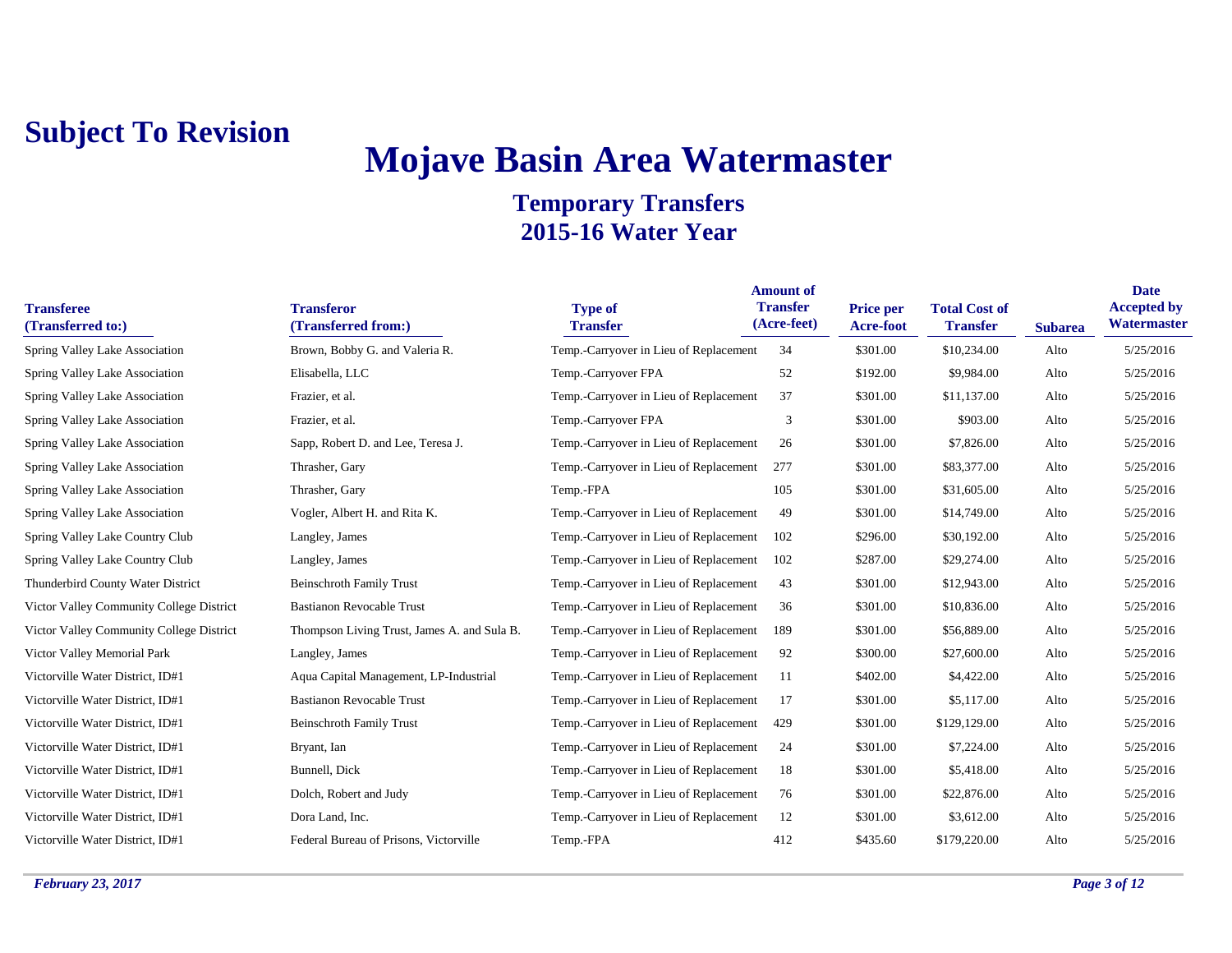**Subject To Revision**

# Mojave Basin Area Watermaster

## Temporary Transfers
## 2015-16 Water Year

| Transferee (Transferred to:) | Transferor (Transferred from:) | Type of Transfer | Amount of Transfer (Acre-feet) | Price per Acre-foot | Total Cost of Transfer | Subarea | Date Accepted by Watermaster |
|---|---|---|---|---|---|---|---|
| Spring Valley Lake Association | Brown, Bobby G. and Valeria R. | Temp.-Carryover in Lieu of Replacement | 34 | $301.00 | $10,234.00 | Alto | 5/25/2016 |
| Spring Valley Lake Association | Elisabella, LLC | Temp.-Carryover FPA | 52 | $192.00 | $9,984.00 | Alto | 5/25/2016 |
| Spring Valley Lake Association | Frazier, et al. | Temp.-Carryover in Lieu of Replacement | 37 | $301.00 | $11,137.00 | Alto | 5/25/2016 |
| Spring Valley Lake Association | Frazier, et al. | Temp.-Carryover FPA | 3 | $301.00 | $903.00 | Alto | 5/25/2016 |
| Spring Valley Lake Association | Sapp, Robert D. and Lee, Teresa J. | Temp.-Carryover in Lieu of Replacement | 26 | $301.00 | $7,826.00 | Alto | 5/25/2016 |
| Spring Valley Lake Association | Thrasher, Gary | Temp.-Carryover in Lieu of Replacement | 277 | $301.00 | $83,377.00 | Alto | 5/25/2016 |
| Spring Valley Lake Association | Thrasher, Gary | Temp.-FPA | 105 | $301.00 | $31,605.00 | Alto | 5/25/2016 |
| Spring Valley Lake Association | Vogler, Albert H. and Rita K. | Temp.-Carryover in Lieu of Replacement | 49 | $301.00 | $14,749.00 | Alto | 5/25/2016 |
| Spring Valley Lake Country Club | Langley, James | Temp.-Carryover in Lieu of Replacement | 102 | $296.00 | $30,192.00 | Alto | 5/25/2016 |
| Spring Valley Lake Country Club | Langley, James | Temp.-Carryover in Lieu of Replacement | 102 | $287.00 | $29,274.00 | Alto | 5/25/2016 |
| Thunderbird County Water District | Beinschroth Family Trust | Temp.-Carryover in Lieu of Replacement | 43 | $301.00 | $12,943.00 | Alto | 5/25/2016 |
| Victor Valley Community College District | Bastianon Revocable Trust | Temp.-Carryover in Lieu of Replacement | 36 | $301.00 | $10,836.00 | Alto | 5/25/2016 |
| Victor Valley Community College District | Thompson Living Trust, James A. and Sula B. | Temp.-Carryover in Lieu of Replacement | 189 | $301.00 | $56,889.00 | Alto | 5/25/2016 |
| Victor Valley Memorial Park | Langley, James | Temp.-Carryover in Lieu of Replacement | 92 | $300.00 | $27,600.00 | Alto | 5/25/2016 |
| Victorville Water District, ID#1 | Aqua Capital Management, LP-Industrial | Temp.-Carryover in Lieu of Replacement | 11 | $402.00 | $4,422.00 | Alto | 5/25/2016 |
| Victorville Water District, ID#1 | Bastianon Revocable Trust | Temp.-Carryover in Lieu of Replacement | 17 | $301.00 | $5,117.00 | Alto | 5/25/2016 |
| Victorville Water District, ID#1 | Beinschroth Family Trust | Temp.-Carryover in Lieu of Replacement | 429 | $301.00 | $129,129.00 | Alto | 5/25/2016 |
| Victorville Water District, ID#1 | Bryant, Ian | Temp.-Carryover in Lieu of Replacement | 24 | $301.00 | $7,224.00 | Alto | 5/25/2016 |
| Victorville Water District, ID#1 | Bunnell, Dick | Temp.-Carryover in Lieu of Replacement | 18 | $301.00 | $5,418.00 | Alto | 5/25/2016 |
| Victorville Water District, ID#1 | Dolch, Robert and Judy | Temp.-Carryover in Lieu of Replacement | 76 | $301.00 | $22,876.00 | Alto | 5/25/2016 |
| Victorville Water District, ID#1 | Dora Land, Inc. | Temp.-Carryover in Lieu of Replacement | 12 | $301.00 | $3,612.00 | Alto | 5/25/2016 |
| Victorville Water District, ID#1 | Federal Bureau of Prisons, Victorville | Temp.-FPA | 412 | $435.60 | $179,220.00 | Alto | 5/25/2016 |

*February 23, 2017*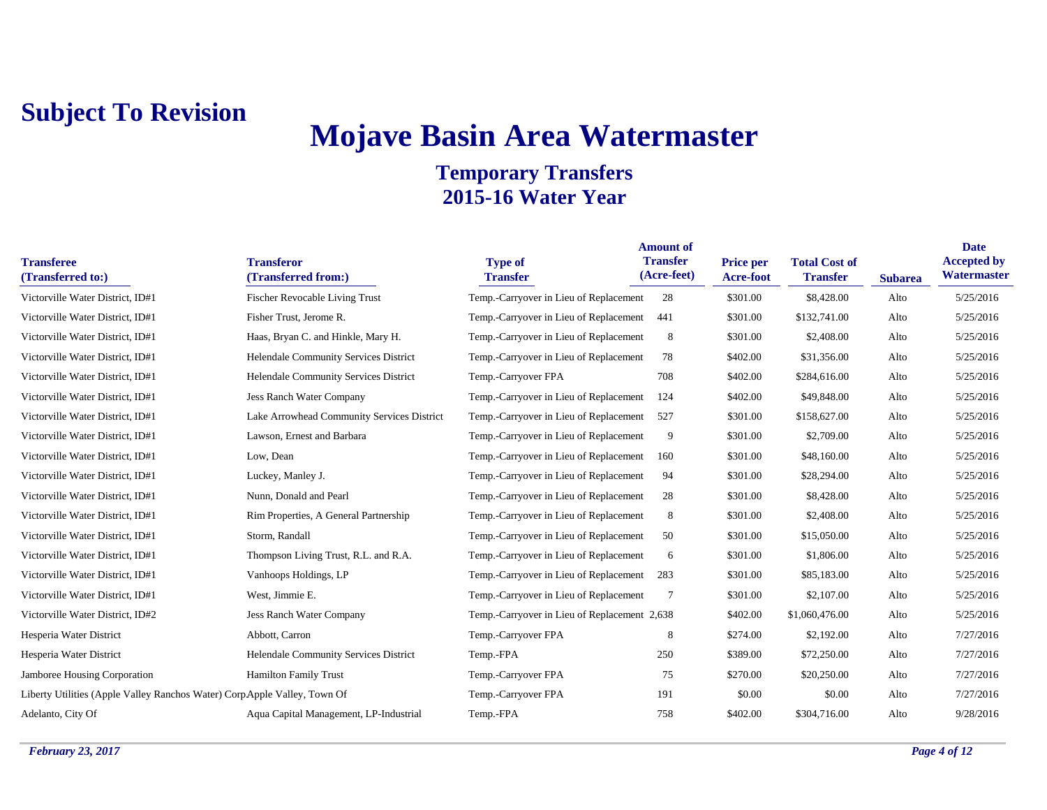**Subject To Revision**

# Mojave Basin Area Watermaster

## Temporary Transfers
## 2015-16 Water Year

| Transferee (Transferred to:) | Transferor (Transferred from:) | Type of Transfer | Amount of Transfer (Acre-feet) | Price per Acre-foot | Total Cost of Transfer | Subarea | Date Accepted by Watermaster |
|---|---|---|---|---|---|---|---|
| Victorville Water District, ID#1 | Fischer Revocable Living Trust | Temp.-Carryover in Lieu of Replacement | 28 | $301.00 | $8,428.00 | Alto | 5/25/2016 |
| Victorville Water District, ID#1 | Fisher Trust, Jerome R. | Temp.-Carryover in Lieu of Replacement | 441 | $301.00 | $132,741.00 | Alto | 5/25/2016 |
| Victorville Water District, ID#1 | Haas, Bryan C. and Hinkle, Mary H. | Temp.-Carryover in Lieu of Replacement | 8 | $301.00 | $2,408.00 | Alto | 5/25/2016 |
| Victorville Water District, ID#1 | Helendale Community Services District | Temp.-Carryover in Lieu of Replacement | 78 | $402.00 | $31,356.00 | Alto | 5/25/2016 |
| Victorville Water District, ID#1 | Helendale Community Services District | Temp.-Carryover FPA | 708 | $402.00 | $284,616.00 | Alto | 5/25/2016 |
| Victorville Water District, ID#1 | Jess Ranch Water Company | Temp.-Carryover in Lieu of Replacement | 124 | $402.00 | $49,848.00 | Alto | 5/25/2016 |
| Victorville Water District, ID#1 | Lake Arrowhead Community Services District | Temp.-Carryover in Lieu of Replacement | 527 | $301.00 | $158,627.00 | Alto | 5/25/2016 |
| Victorville Water District, ID#1 | Lawson, Ernest and Barbara | Temp.-Carryover in Lieu of Replacement | 9 | $301.00 | $2,709.00 | Alto | 5/25/2016 |
| Victorville Water District, ID#1 | Low, Dean | Temp.-Carryover in Lieu of Replacement | 160 | $301.00 | $48,160.00 | Alto | 5/25/2016 |
| Victorville Water District, ID#1 | Luckey, Manley J. | Temp.-Carryover in Lieu of Replacement | 94 | $301.00 | $28,294.00 | Alto | 5/25/2016 |
| Victorville Water District, ID#1 | Nunn, Donald and Pearl | Temp.-Carryover in Lieu of Replacement | 28 | $301.00 | $8,428.00 | Alto | 5/25/2016 |
| Victorville Water District, ID#1 | Rim Properties, A General Partnership | Temp.-Carryover in Lieu of Replacement | 8 | $301.00 | $2,408.00 | Alto | 5/25/2016 |
| Victorville Water District, ID#1 | Storm, Randall | Temp.-Carryover in Lieu of Replacement | 50 | $301.00 | $15,050.00 | Alto | 5/25/2016 |
| Victorville Water District, ID#1 | Thompson Living Trust, R.L. and R.A. | Temp.-Carryover in Lieu of Replacement | 6 | $301.00 | $1,806.00 | Alto | 5/25/2016 |
| Victorville Water District, ID#1 | Vanhoops Holdings, LP | Temp.-Carryover in Lieu of Replacement | 283 | $301.00 | $85,183.00 | Alto | 5/25/2016 |
| Victorville Water District, ID#1 | West, Jimmie E. | Temp.-Carryover in Lieu of Replacement | 7 | $301.00 | $2,107.00 | Alto | 5/25/2016 |
| Victorville Water District, ID#2 | Jess Ranch Water Company | Temp.-Carryover in Lieu of Replacement | 2,638 | $402.00 | $1,060,476.00 | Alto | 5/25/2016 |
| Hesperia Water District | Abbott, Carron | Temp.-Carryover FPA | 8 | $274.00 | $2,192.00 | Alto | 7/27/2016 |
| Hesperia Water District | Helendale Community Services District | Temp.-FPA | 250 | $389.00 | $72,250.00 | Alto | 7/27/2016 |
| Jamboree Housing Corporation | Hamilton Family Trust | Temp.-Carryover FPA | 75 | $270.00 | $20,250.00 | Alto | 7/27/2016 |
| Liberty Utilities (Apple Valley Ranchos Water) Corp | Apple Valley, Town Of | Temp.-Carryover FPA | 191 | $0.00 | $0.00 | Alto | 7/27/2016 |
| Adelanto, City Of | Aqua Capital Management, LP-Industrial | Temp.-FPA | 758 | $402.00 | $304,716.00 | Alto | 9/28/2016 |

*February 23, 2017*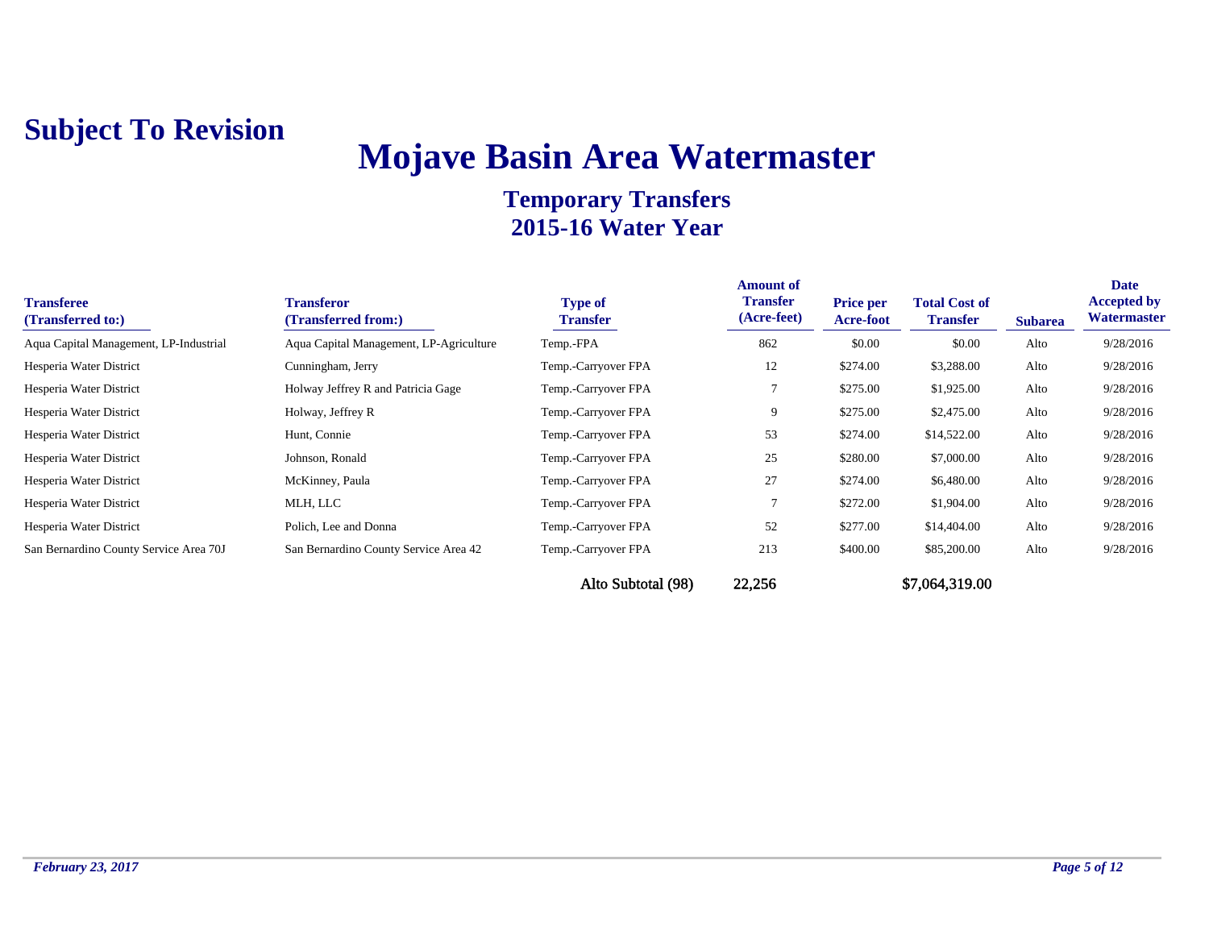**Subject To Revision**

# Mojave Basin Area Watermaster

## Temporary Transfers
## 2015-16 Water Year

| Transferee (Transferred to:) | Transferor (Transferred from:) | Type of Transfer | Amount of Transfer (Acre-feet) | Price per Acre-foot | Total Cost of Transfer | Subarea | Date Accepted by Watermaster |
|---|---|---|---|---|---|---|---|
| Aqua Capital Management, LP-Industrial | Aqua Capital Management, LP-Agriculture | Temp.-FPA | 862 | $0.00 | $0.00 | Alto | 9/28/2016 |
| Hesperia Water District | Cunningham, Jerry | Temp.-Carryover FPA | 12 | $274.00 | $3,288.00 | Alto | 9/28/2016 |
| Hesperia Water District | Holway Jeffrey R and Patricia Gage | Temp.-Carryover FPA | 7 | $275.00 | $1,925.00 | Alto | 9/28/2016 |
| Hesperia Water District | Holway, Jeffrey R | Temp.-Carryover FPA | 9 | $275.00 | $2,475.00 | Alto | 9/28/2016 |
| Hesperia Water District | Hunt, Connie | Temp.-Carryover FPA | 53 | $274.00 | $14,522.00 | Alto | 9/28/2016 |
| Hesperia Water District | Johnson, Ronald | Temp.-Carryover FPA | 25 | $280.00 | $7,000.00 | Alto | 9/28/2016 |
| Hesperia Water District | McKinney, Paula | Temp.-Carryover FPA | 27 | $274.00 | $6,480.00 | Alto | 9/28/2016 |
| Hesperia Water District | MLH, LLC | Temp.-Carryover FPA | 7 | $272.00 | $1,904.00 | Alto | 9/28/2016 |
| Hesperia Water District | Polich, Lee and Donna | Temp.-Carryover FPA | 52 | $277.00 | $14,404.00 | Alto | 9/28/2016 |
| San Bernardino County Service Area 70J | San Bernardino County Service Area 42 | Temp.-Carryover FPA | 213 | $400.00 | $85,200.00 | Alto | 9/28/2016 |
| | | Alto Subtotal (98) | 22,256 | | $7,064,319.00 | | |

*February 23, 2017*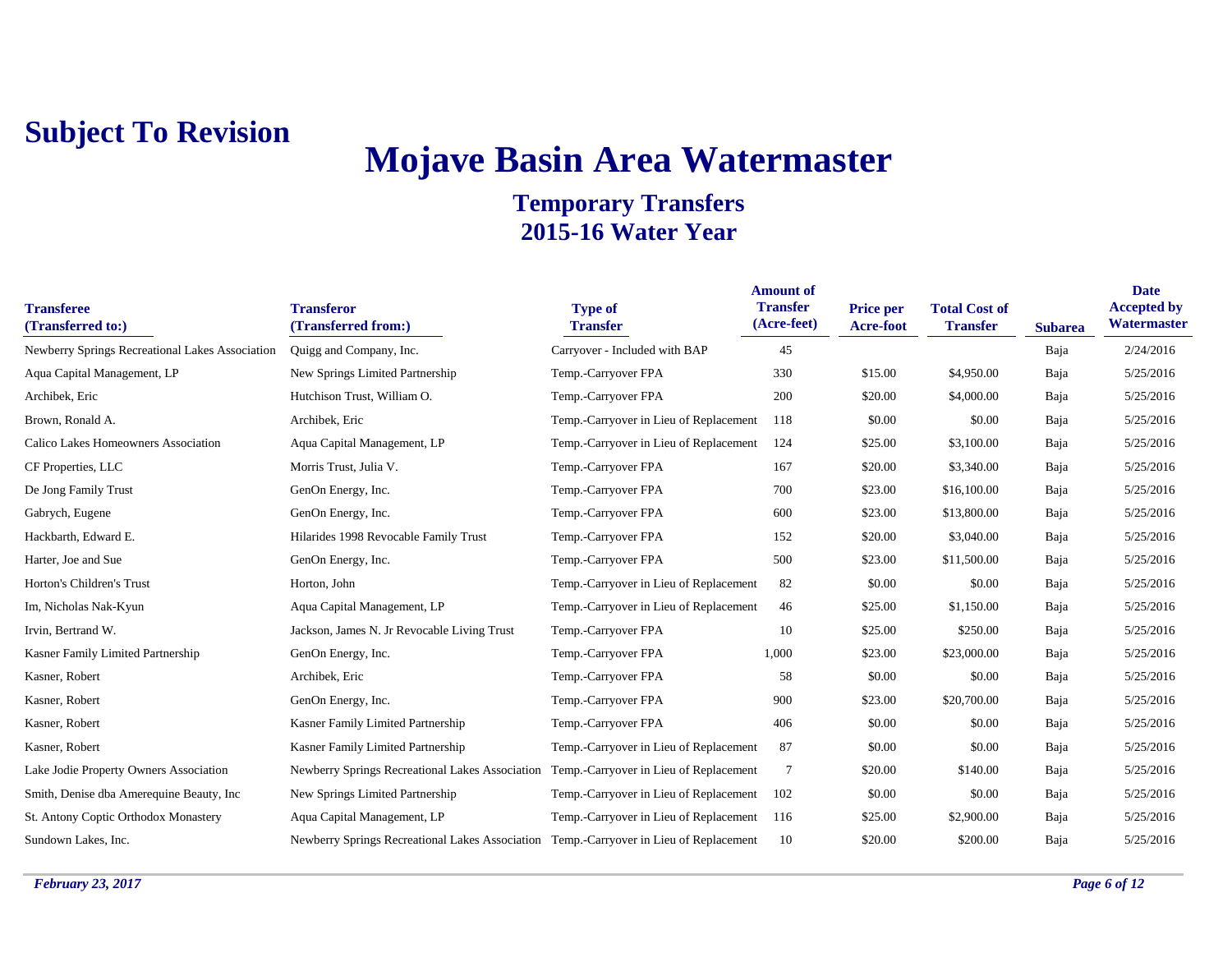**Subject To Revision**

# Mojave Basin Area Watermaster

## Temporary Transfers
## 2015-16 Water Year

| Transferee (Transferred to:) | Transferor (Transferred from:) | Type of Transfer | Amount of Transfer (Acre-feet) | Price per Acre-foot | Total Cost of Transfer | Subarea | Date Accepted by Watermaster |
|---|---|---|---|---|---|---|---|
| Newberry Springs Recreational Lakes Association | Quigg and Company, Inc. | Carryover - Included with BAP | 45 | | | Baja | 2/24/2016 |
| Aqua Capital Management, LP | New Springs Limited Partnership | Temp.-Carryover FPA | 330 | $15.00 | $4,950.00 | Baja | 5/25/2016 |
| Archibek, Eric | Hutchison Trust, William O. | Temp.-Carryover FPA | 200 | $20.00 | $4,000.00 | Baja | 5/25/2016 |
| Brown, Ronald A. | Archibek, Eric | Temp.-Carryover in Lieu of Replacement | 118 | $0.00 | $0.00 | Baja | 5/25/2016 |
| Calico Lakes Homeowners Association | Aqua Capital Management, LP | Temp.-Carryover in Lieu of Replacement | 124 | $25.00 | $3,100.00 | Baja | 5/25/2016 |
| CF Properties, LLC | Morris Trust, Julia V. | Temp.-Carryover FPA | 167 | $20.00 | $3,340.00 | Baja | 5/25/2016 |
| De Jong Family Trust | GenOn Energy, Inc. | Temp.-Carryover FPA | 700 | $23.00 | $16,100.00 | Baja | 5/25/2016 |
| Gabrych, Eugene | GenOn Energy, Inc. | Temp.-Carryover FPA | 600 | $23.00 | $13,800.00 | Baja | 5/25/2016 |
| Hackbarth, Edward E. | Hilarides 1998 Revocable Family Trust | Temp.-Carryover FPA | 152 | $20.00 | $3,040.00 | Baja | 5/25/2016 |
| Harter, Joe and Sue | GenOn Energy, Inc. | Temp.-Carryover FPA | 500 | $23.00 | $11,500.00 | Baja | 5/25/2016 |
| Horton's Children's Trust | Horton, John | Temp.-Carryover in Lieu of Replacement | 82 | $0.00 | $0.00 | Baja | 5/25/2016 |
| Im, Nicholas Nak-Kyun | Aqua Capital Management, LP | Temp.-Carryover in Lieu of Replacement | 46 | $25.00 | $1,150.00 | Baja | 5/25/2016 |
| Irvin, Bertrand W. | Jackson, James N. Jr Revocable Living Trust | Temp.-Carryover FPA | 10 | $25.00 | $250.00 | Baja | 5/25/2016 |
| Kasner Family Limited Partnership | GenOn Energy, Inc. | Temp.-Carryover FPA | 1,000 | $23.00 | $23,000.00 | Baja | 5/25/2016 |
| Kasner, Robert | Archibek, Eric | Temp.-Carryover FPA | 58 | $0.00 | $0.00 | Baja | 5/25/2016 |
| Kasner, Robert | GenOn Energy, Inc. | Temp.-Carryover FPA | 900 | $23.00 | $20,700.00 | Baja | 5/25/2016 |
| Kasner, Robert | Kasner Family Limited Partnership | Temp.-Carryover FPA | 406 | $0.00 | $0.00 | Baja | 5/25/2016 |
| Kasner, Robert | Kasner Family Limited Partnership | Temp.-Carryover in Lieu of Replacement | 87 | $0.00 | $0.00 | Baja | 5/25/2016 |
| Lake Jodie Property Owners Association | Newberry Springs Recreational Lakes Association | Temp.-Carryover in Lieu of Replacement | 7 | $20.00 | $140.00 | Baja | 5/25/2016 |
| Smith, Denise dba Amerequine Beauty, Inc | New Springs Limited Partnership | Temp.-Carryover in Lieu of Replacement | 102 | $0.00 | $0.00 | Baja | 5/25/2016 |
| St. Antony Coptic Orthodox Monastery | Aqua Capital Management, LP | Temp.-Carryover in Lieu of Replacement | 116 | $25.00 | $2,900.00 | Baja | 5/25/2016 |
| Sundown Lakes, Inc. | Newberry Springs Recreational Lakes Association | Temp.-Carryover in Lieu of Replacement | 10 | $20.00 | $200.00 | Baja | 5/25/2016 |

*February 23, 2017*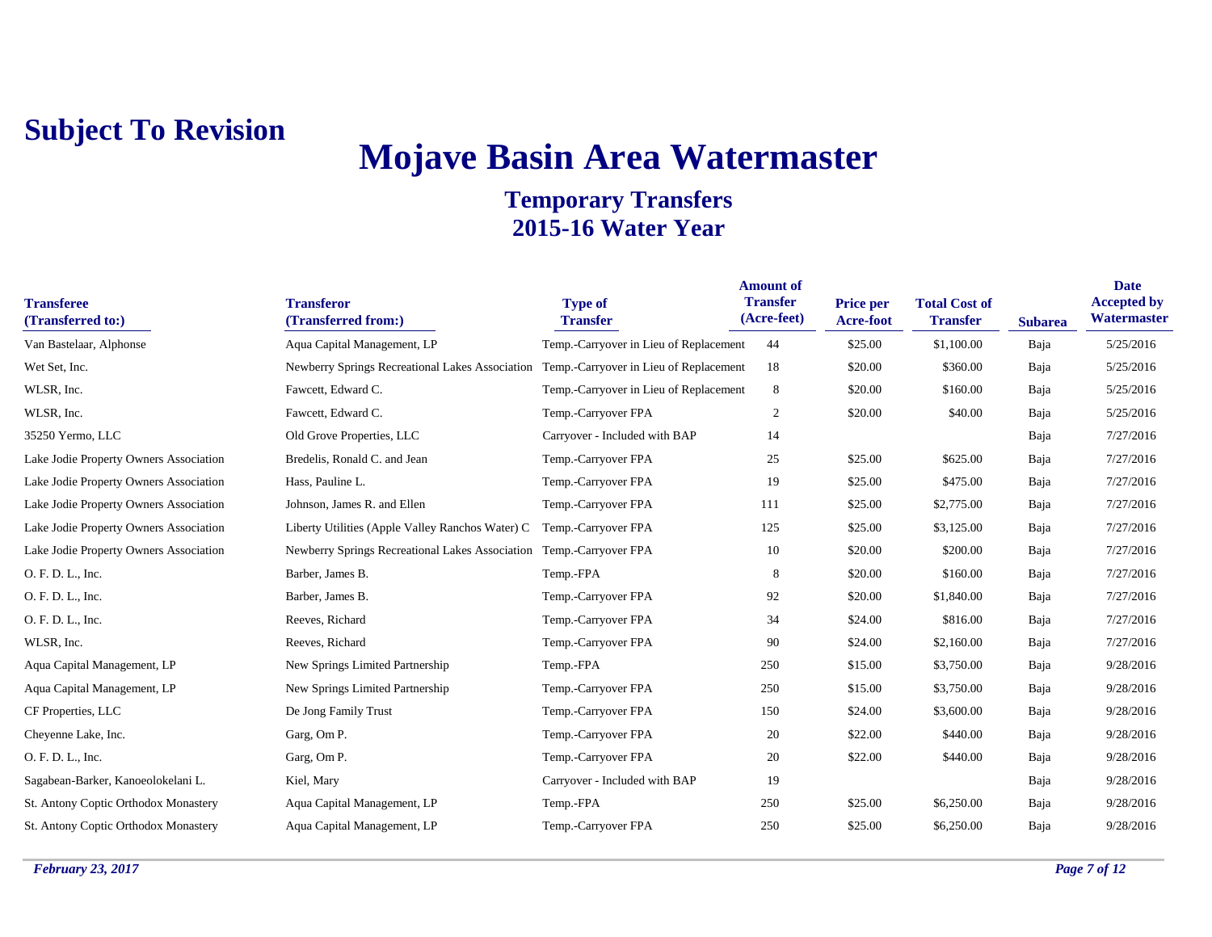**Subject To Revision**

# Mojave Basin Area Watermaster

## Temporary Transfers
## 2015-16 Water Year

| Transferee (Transferred to:) | Transferor (Transferred from:) | Type of Transfer | Amount of Transfer (Acre-feet) | Price per Acre-foot | Total Cost of Transfer | Subarea | Date Accepted by Watermaster |
|---|---|---|---|---|---|---|---|
| Van Bastelaar, Alphonse | Aqua Capital Management, LP | Temp.-Carryover in Lieu of Replacement | 44 | $25.00 | $1,100.00 | Baja | 5/25/2016 |
| Wet Set, Inc. | Newberry Springs Recreational Lakes Association | Temp.-Carryover in Lieu of Replacement | 18 | $20.00 | $360.00 | Baja | 5/25/2016 |
| WLSR, Inc. | Fawcett, Edward C. | Temp.-Carryover in Lieu of Replacement | 8 | $20.00 | $160.00 | Baja | 5/25/2016 |
| WLSR, Inc. | Fawcett, Edward C. | Temp.-Carryover FPA | 2 | $20.00 | $40.00 | Baja | 5/25/2016 |
| 35250 Yermo, LLC | Old Grove Properties, LLC | Carryover - Included with BAP | 14 | | | Baja | 7/27/2016 |
| Lake Jodie Property Owners Association | Bredelis, Ronald C. and Jean | Temp.-Carryover FPA | 25 | $25.00 | $625.00 | Baja | 7/27/2016 |
| Lake Jodie Property Owners Association | Hass, Pauline L. | Temp.-Carryover FPA | 19 | $25.00 | $475.00 | Baja | 7/27/2016 |
| Lake Jodie Property Owners Association | Johnson, James R. and Ellen | Temp.-Carryover FPA | 111 | $25.00 | $2,775.00 | Baja | 7/27/2016 |
| Lake Jodie Property Owners Association | Liberty Utilities (Apple Valley Ranchos Water) C | Temp.-Carryover FPA | 125 | $25.00 | $3,125.00 | Baja | 7/27/2016 |
| Lake Jodie Property Owners Association | Newberry Springs Recreational Lakes Association | Temp.-Carryover FPA | 10 | $20.00 | $200.00 | Baja | 7/27/2016 |
| O. F. D. L., Inc. | Barber, James B. | Temp.-FPA | 8 | $20.00 | $160.00 | Baja | 7/27/2016 |
| O. F. D. L., Inc. | Barber, James B. | Temp.-Carryover FPA | 92 | $20.00 | $1,840.00 | Baja | 7/27/2016 |
| O. F. D. L., Inc. | Reeves, Richard | Temp.-Carryover FPA | 34 | $24.00 | $816.00 | Baja | 7/27/2016 |
| WLSR, Inc. | Reeves, Richard | Temp.-Carryover FPA | 90 | $24.00 | $2,160.00 | Baja | 7/27/2016 |
| Aqua Capital Management, LP | New Springs Limited Partnership | Temp.-FPA | 250 | $15.00 | $3,750.00 | Baja | 9/28/2016 |
| Aqua Capital Management, LP | New Springs Limited Partnership | Temp.-Carryover FPA | 250 | $15.00 | $3,750.00 | Baja | 9/28/2016 |
| CF Properties, LLC | De Jong Family Trust | Temp.-Carryover FPA | 150 | $24.00 | $3,600.00 | Baja | 9/28/2016 |
| Cheyenne Lake, Inc. | Garg, Om P. | Temp.-Carryover FPA | 20 | $22.00 | $440.00 | Baja | 9/28/2016 |
| O. F. D. L., Inc. | Garg, Om P. | Temp.-Carryover FPA | 20 | $22.00 | $440.00 | Baja | 9/28/2016 |
| Sagabean-Barker, Kanoeolokelani L. | Kiel, Mary | Carryover - Included with BAP | 19 | | | Baja | 9/28/2016 |
| St. Antony Coptic Orthodox Monastery | Aqua Capital Management, LP | Temp.-FPA | 250 | $25.00 | $6,250.00 | Baja | 9/28/2016 |
| St. Antony Coptic Orthodox Monastery | Aqua Capital Management, LP | Temp.-Carryover FPA | 250 | $25.00 | $6,250.00 | Baja | 9/28/2016 |

*February 23, 2017*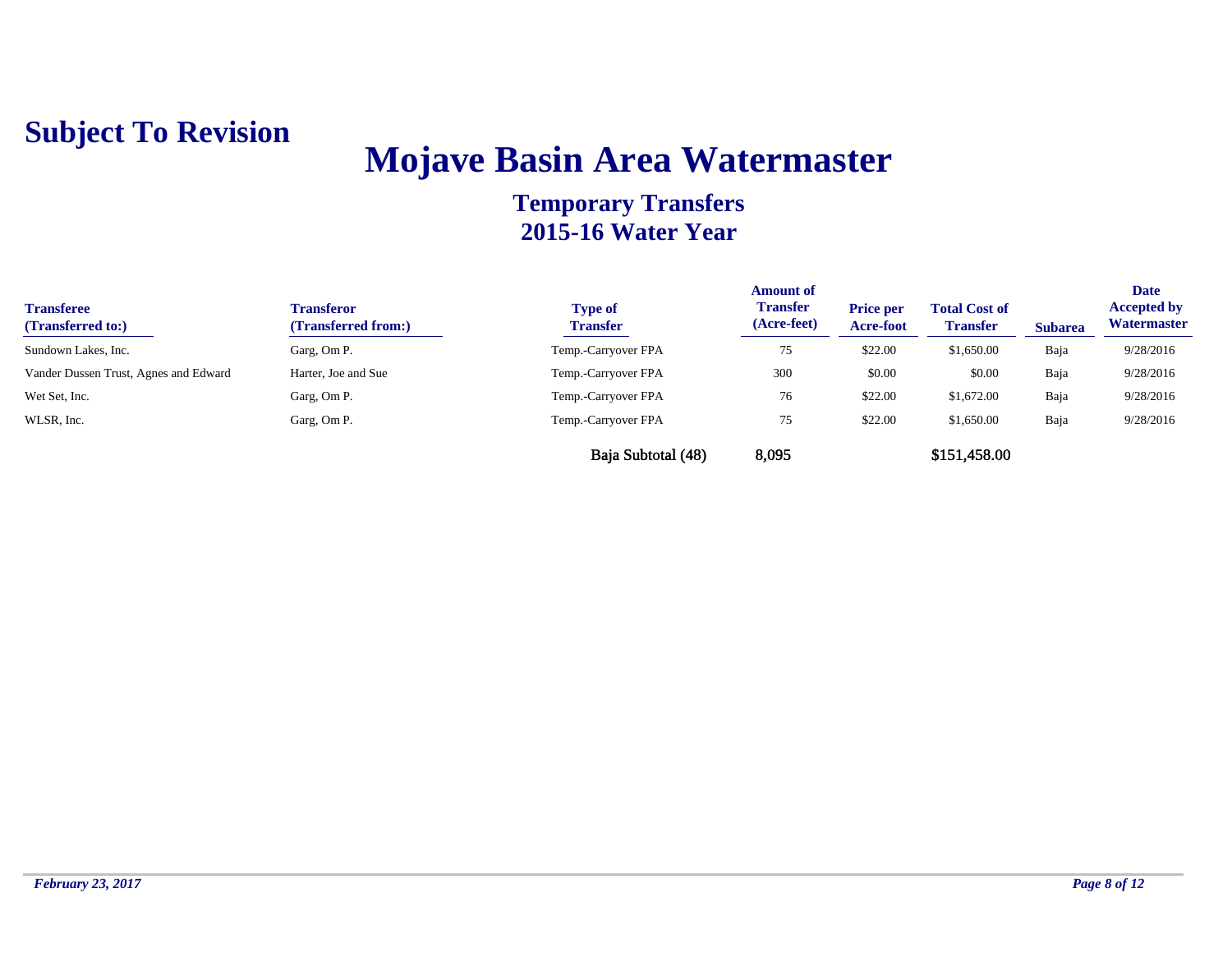**Subject To Revision**

# Mojave Basin Area Watermaster

## Temporary Transfers
## 2015-16 Water Year

| Transferee (Transferred to:) | Transferor (Transferred from:) | Type of Transfer | Amount of Transfer (Acre-feet) | Price per Acre-foot | Total Cost of Transfer | Subarea | Date Accepted by Watermaster |
|---|---|---|---|---|---|---|---|
| Sundown Lakes, Inc. | Garg, Om P. | Temp.-Carryover FPA | 75 | $22.00 | $1,650.00 | Baja | 9/28/2016 |
| Vander Dussen Trust, Agnes and Edward | Harter, Joe and Sue | Temp.-Carryover FPA | 300 | $0.00 | $0.00 | Baja | 9/28/2016 |
| Wet Set, Inc. | Garg, Om P. | Temp.-Carryover FPA | 76 | $22.00 | $1,672.00 | Baja | 9/28/2016 |
| WLSR, Inc. | Garg, Om P. | Temp.-Carryover FPA | 75 | $22.00 | $1,650.00 | Baja | 9/28/2016 |
| | | Baja Subtotal (48) | 8,095 | | $151,458.00 | | |

*February 23, 2017*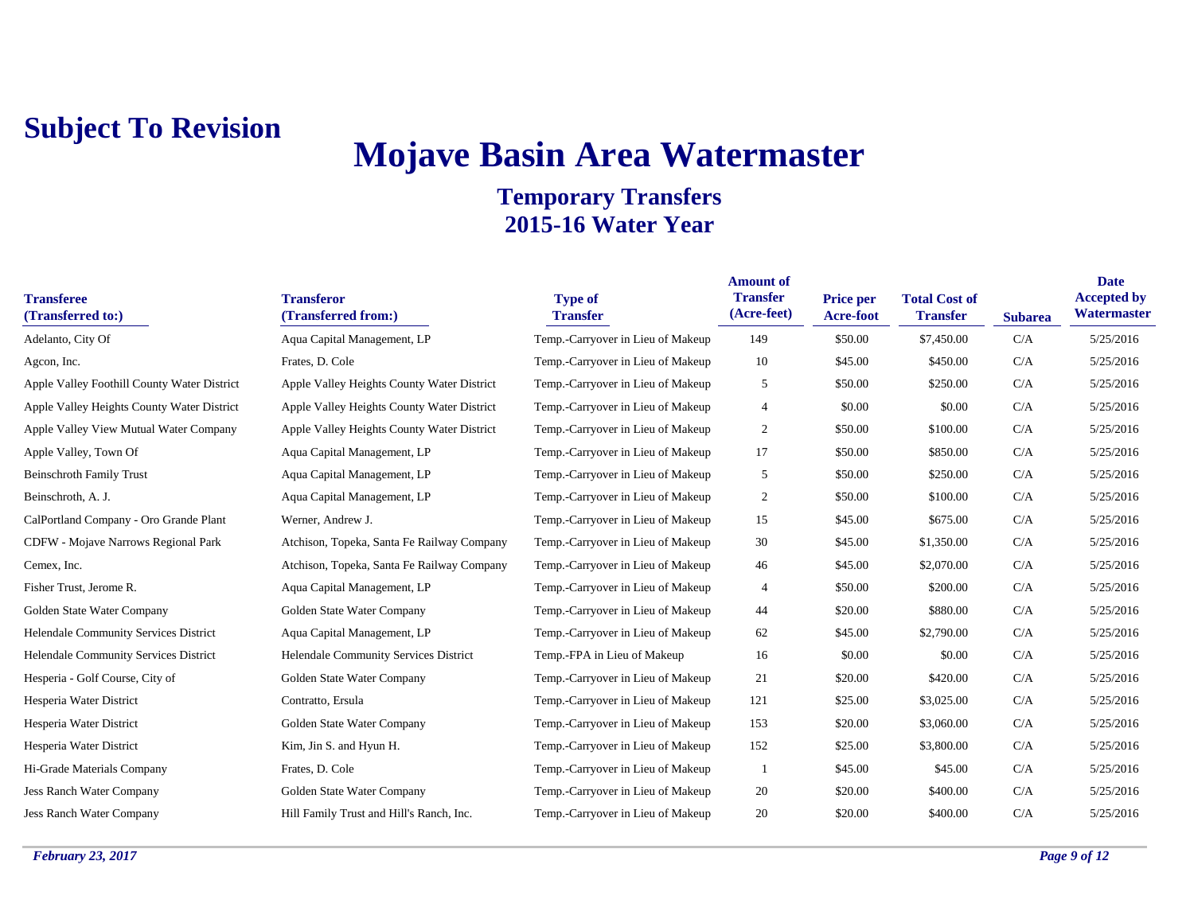**Subject To Revision**

# Mojave Basin Area Watermaster

## Temporary Transfers
## 2015-16 Water Year

| Transferee (Transferred to:) | Transferor (Transferred from:) | Type of Transfer | Amount of Transfer (Acre-feet) | Price per Acre-foot | Total Cost of Transfer | Subarea | Date Accepted by Watermaster |
|---|---|---|---|---|---|---|---|
| Adelanto, City Of | Aqua Capital Management, LP | Temp.-Carryover in Lieu of Makeup | 149 | $50.00 | $7,450.00 | C/A | 5/25/2016 |
| Agcon, Inc. | Frates, D. Cole | Temp.-Carryover in Lieu of Makeup | 10 | $45.00 | $450.00 | C/A | 5/25/2016 |
| Apple Valley Foothill County Water District | Apple Valley Heights County Water District | Temp.-Carryover in Lieu of Makeup | 5 | $50.00 | $250.00 | C/A | 5/25/2016 |
| Apple Valley Heights County Water District | Apple Valley Heights County Water District | Temp.-Carryover in Lieu of Makeup | 4 | $0.00 | $0.00 | C/A | 5/25/2016 |
| Apple Valley View Mutual Water Company | Apple Valley Heights County Water District | Temp.-Carryover in Lieu of Makeup | 2 | $50.00 | $100.00 | C/A | 5/25/2016 |
| Apple Valley, Town Of | Aqua Capital Management, LP | Temp.-Carryover in Lieu of Makeup | 17 | $50.00 | $850.00 | C/A | 5/25/2016 |
| Beinschroth Family Trust | Aqua Capital Management, LP | Temp.-Carryover in Lieu of Makeup | 5 | $50.00 | $250.00 | C/A | 5/25/2016 |
| Beinschroth, A. J. | Aqua Capital Management, LP | Temp.-Carryover in Lieu of Makeup | 2 | $50.00 | $100.00 | C/A | 5/25/2016 |
| CalPortland Company - Oro Grande Plant | Werner, Andrew J. | Temp.-Carryover in Lieu of Makeup | 15 | $45.00 | $675.00 | C/A | 5/25/2016 |
| CDFW - Mojave Narrows Regional Park | Atchison, Topeka, Santa Fe Railway Company | Temp.-Carryover in Lieu of Makeup | 30 | $45.00 | $1,350.00 | C/A | 5/25/2016 |
| Cemex, Inc. | Atchison, Topeka, Santa Fe Railway Company | Temp.-Carryover in Lieu of Makeup | 46 | $45.00 | $2,070.00 | C/A | 5/25/2016 |
| Fisher Trust, Jerome R. | Aqua Capital Management, LP | Temp.-Carryover in Lieu of Makeup | 4 | $50.00 | $200.00 | C/A | 5/25/2016 |
| Golden State Water Company | Golden State Water Company | Temp.-Carryover in Lieu of Makeup | 44 | $20.00 | $880.00 | C/A | 5/25/2016 |
| Helendale Community Services District | Aqua Capital Management, LP | Temp.-Carryover in Lieu of Makeup | 62 | $45.00 | $2,790.00 | C/A | 5/25/2016 |
| Helendale Community Services District | Helendale Community Services District | Temp.-FPA in Lieu of Makeup | 16 | $0.00 | $0.00 | C/A | 5/25/2016 |
| Hesperia - Golf Course, City of | Golden State Water Company | Temp.-Carryover in Lieu of Makeup | 21 | $20.00 | $420.00 | C/A | 5/25/2016 |
| Hesperia Water District | Contratto, Ersula | Temp.-Carryover in Lieu of Makeup | 121 | $25.00 | $3,025.00 | C/A | 5/25/2016 |
| Hesperia Water District | Golden State Water Company | Temp.-Carryover in Lieu of Makeup | 153 | $20.00 | $3,060.00 | C/A | 5/25/2016 |
| Hesperia Water District | Kim, Jin S. and Hyun H. | Temp.-Carryover in Lieu of Makeup | 152 | $25.00 | $3,800.00 | C/A | 5/25/2016 |
| Hi-Grade Materials Company | Frates, D. Cole | Temp.-Carryover in Lieu of Makeup | 1 | $45.00 | $45.00 | C/A | 5/25/2016 |
| Jess Ranch Water Company | Golden State Water Company | Temp.-Carryover in Lieu of Makeup | 20 | $20.00 | $400.00 | C/A | 5/25/2016 |
| Jess Ranch Water Company | Hill Family Trust and Hill's Ranch, Inc. | Temp.-Carryover in Lieu of Makeup | 20 | $20.00 | $400.00 | C/A | 5/25/2016 |

*February 23, 2017*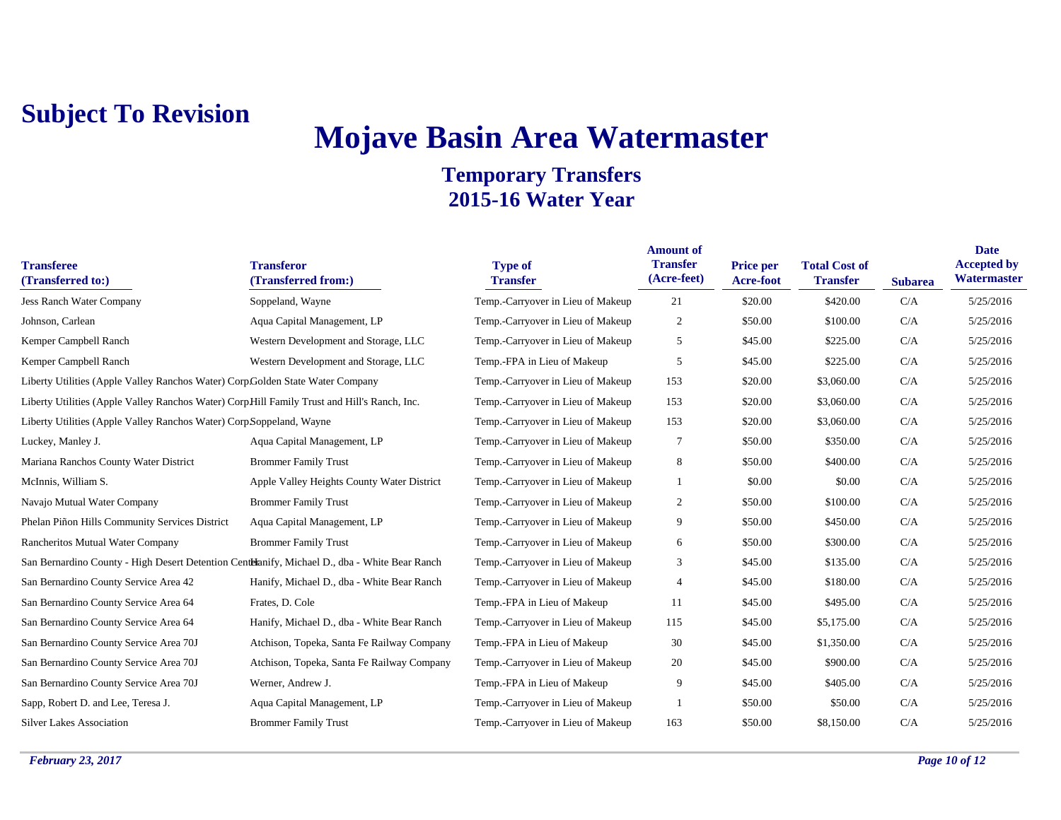**Subject To Revision**

# Mojave Basin Area Watermaster

## Temporary Transfers
## 2015-16 Water Year

| Transferee (Transferred to:) | Transferor (Transferred from:) | Type of Transfer | Amount of Transfer (Acre-feet) | Price per Acre-foot | Total Cost of Transfer | Subarea | Date Accepted by Watermaster |
|---|---|---|---|---|---|---|---|
| Jess Ranch Water Company | Soppeland, Wayne | Temp.-Carryover in Lieu of Makeup | 21 | $20.00 | $420.00 | C/A | 5/25/2016 |
| Johnson, Carlean | Aqua Capital Management, LP | Temp.-Carryover in Lieu of Makeup | 2 | $50.00 | $100.00 | C/A | 5/25/2016 |
| Kemper Campbell Ranch | Western Development and Storage, LLC | Temp.-Carryover in Lieu of Makeup | 5 | $45.00 | $225.00 | C/A | 5/25/2016 |
| Kemper Campbell Ranch | Western Development and Storage, LLC | Temp.-FPA in Lieu of Makeup | 5 | $45.00 | $225.00 | C/A | 5/25/2016 |
| Liberty Utilities (Apple Valley Ranchos Water) Corp. | Golden State Water Company | Temp.-Carryover in Lieu of Makeup | 153 | $20.00 | $3,060.00 | C/A | 5/25/2016 |
| Liberty Utilities (Apple Valley Ranchos Water) Corp. | Hill Family Trust and Hill's Ranch, Inc. | Temp.-Carryover in Lieu of Makeup | 153 | $20.00 | $3,060.00 | C/A | 5/25/2016 |
| Liberty Utilities (Apple Valley Ranchos Water) Corp. | Soppeland, Wayne | Temp.-Carryover in Lieu of Makeup | 153 | $20.00 | $3,060.00 | C/A | 5/25/2016 |
| Luckey, Manley J. | Aqua Capital Management, LP | Temp.-Carryover in Lieu of Makeup | 7 | $50.00 | $350.00 | C/A | 5/25/2016 |
| Mariana Ranchos County Water District | Brommer Family Trust | Temp.-Carryover in Lieu of Makeup | 8 | $50.00 | $400.00 | C/A | 5/25/2016 |
| McInnis, William S. | Apple Valley Heights County Water District | Temp.-Carryover in Lieu of Makeup | 1 | $0.00 | $0.00 | C/A | 5/25/2016 |
| Navajo Mutual Water Company | Brommer Family Trust | Temp.-Carryover in Lieu of Makeup | 2 | $50.00 | $100.00 | C/A | 5/25/2016 |
| Phelan Piñon Hills Community Services District | Aqua Capital Management, LP | Temp.-Carryover in Lieu of Makeup | 9 | $50.00 | $450.00 | C/A | 5/25/2016 |
| Rancheritos Mutual Water Company | Brommer Family Trust | Temp.-Carryover in Lieu of Makeup | 6 | $50.00 | $300.00 | C/A | 5/25/2016 |
| San Bernardino County - High Desert Detention Center | Hanify, Michael D., dba - White Bear Ranch | Temp.-Carryover in Lieu of Makeup | 3 | $45.00 | $135.00 | C/A | 5/25/2016 |
| San Bernardino County Service Area 42 | Hanify, Michael D., dba - White Bear Ranch | Temp.-Carryover in Lieu of Makeup | 4 | $45.00 | $180.00 | C/A | 5/25/2016 |
| San Bernardino County Service Area 64 | Frates, D. Cole | Temp.-FPA in Lieu of Makeup | 11 | $45.00 | $495.00 | C/A | 5/25/2016 |
| San Bernardino County Service Area 64 | Hanify, Michael D., dba - White Bear Ranch | Temp.-Carryover in Lieu of Makeup | 115 | $45.00 | $5,175.00 | C/A | 5/25/2016 |
| San Bernardino County Service Area 70J | Atchison, Topeka, Santa Fe Railway Company | Temp.-FPA in Lieu of Makeup | 30 | $45.00 | $1,350.00 | C/A | 5/25/2016 |
| San Bernardino County Service Area 70J | Atchison, Topeka, Santa Fe Railway Company | Temp.-Carryover in Lieu of Makeup | 20 | $45.00 | $900.00 | C/A | 5/25/2016 |
| San Bernardino County Service Area 70J | Werner, Andrew J. | Temp.-FPA in Lieu of Makeup | 9 | $45.00 | $405.00 | C/A | 5/25/2016 |
| Sapp, Robert D. and Lee, Teresa J. | Aqua Capital Management, LP | Temp.-Carryover in Lieu of Makeup | 1 | $50.00 | $50.00 | C/A | 5/25/2016 |
| Silver Lakes Association | Brommer Family Trust | Temp.-Carryover in Lieu of Makeup | 163 | $50.00 | $8,150.00 | C/A | 5/25/2016 |

*February 23, 2017*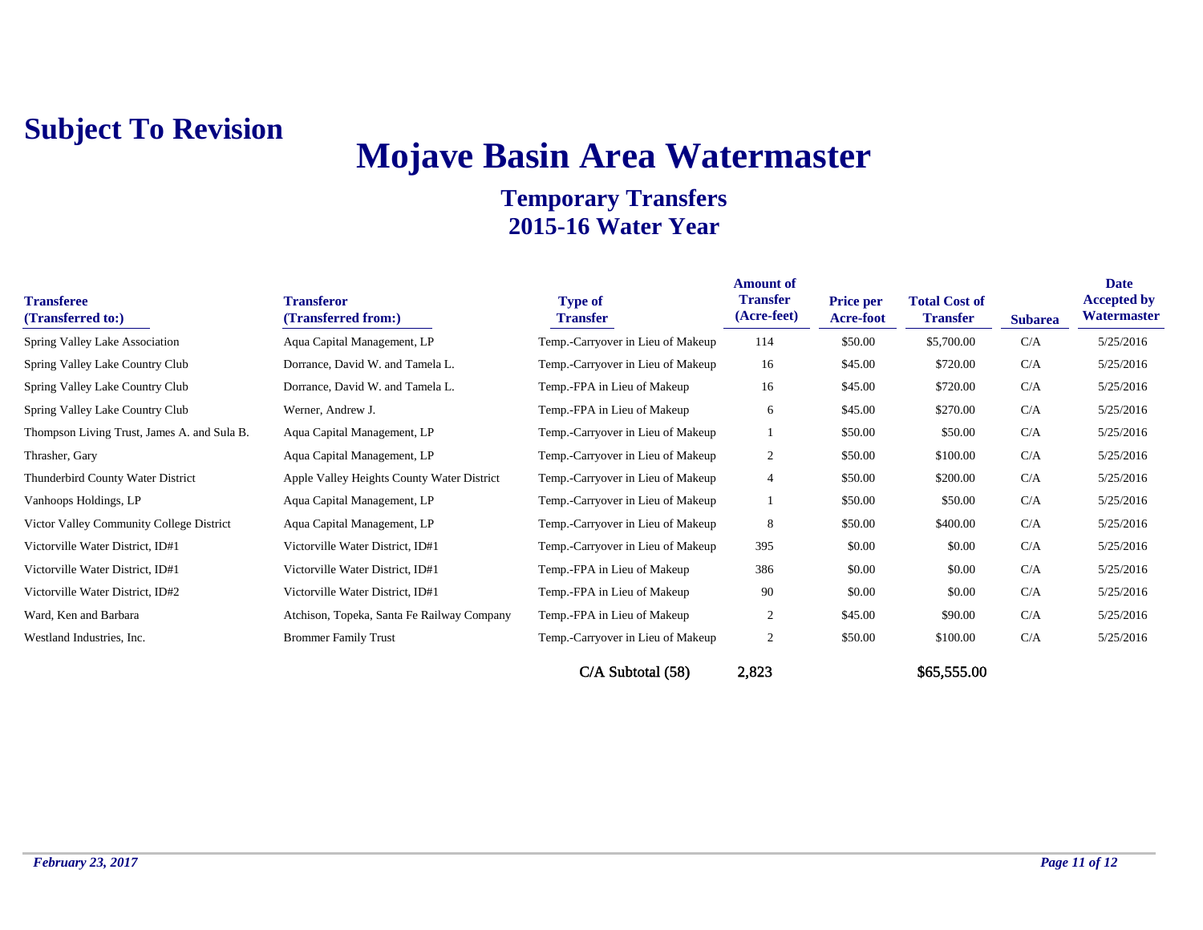**Subject To Revision**

# Mojave Basin Area Watermaster

## Temporary Transfers
## 2015-16 Water Year

| Transferee (Transferred to:) | Transferor (Transferred from:) | Type of Transfer | Amount of Transfer (Acre-feet) | Price per Acre-foot | Total Cost of Transfer | Subarea | Date Accepted by Watermaster |
|---|---|---|---|---|---|---|---|
| Spring Valley Lake Association | Aqua Capital Management, LP | Temp.-Carryover in Lieu of Makeup | 114 | $50.00 | $5,700.00 | C/A | 5/25/2016 |
| Spring Valley Lake Country Club | Dorrance, David W. and Tamela L. | Temp.-Carryover in Lieu of Makeup | 16 | $45.00 | $720.00 | C/A | 5/25/2016 |
| Spring Valley Lake Country Club | Dorrance, David W. and Tamela L. | Temp.-FPA in Lieu of Makeup | 16 | $45.00 | $720.00 | C/A | 5/25/2016 |
| Spring Valley Lake Country Club | Werner, Andrew J. | Temp.-FPA in Lieu of Makeup | 6 | $45.00 | $270.00 | C/A | 5/25/2016 |
| Thompson Living Trust, James A. and Sula B. | Aqua Capital Management, LP | Temp.-Carryover in Lieu of Makeup | 1 | $50.00 | $50.00 | C/A | 5/25/2016 |
| Thrasher, Gary | Aqua Capital Management, LP | Temp.-Carryover in Lieu of Makeup | 2 | $50.00 | $100.00 | C/A | 5/25/2016 |
| Thunderbird County Water District | Apple Valley Heights County Water District | Temp.-Carryover in Lieu of Makeup | 4 | $50.00 | $200.00 | C/A | 5/25/2016 |
| Vanhoops Holdings, LP | Aqua Capital Management, LP | Temp.-Carryover in Lieu of Makeup | 1 | $50.00 | $50.00 | C/A | 5/25/2016 |
| Victor Valley Community College District | Aqua Capital Management, LP | Temp.-Carryover in Lieu of Makeup | 8 | $50.00 | $400.00 | C/A | 5/25/2016 |
| Victorville Water District, ID#1 | Victorville Water District, ID#1 | Temp.-Carryover in Lieu of Makeup | 395 | $0.00 | $0.00 | C/A | 5/25/2016 |
| Victorville Water District, ID#1 | Victorville Water District, ID#1 | Temp.-FPA in Lieu of Makeup | 386 | $0.00 | $0.00 | C/A | 5/25/2016 |
| Victorville Water District, ID#2 | Victorville Water District, ID#1 | Temp.-FPA in Lieu of Makeup | 90 | $0.00 | $0.00 | C/A | 5/25/2016 |
| Ward, Ken and Barbara | Atchison, Topeka, Santa Fe Railway Company | Temp.-FPA in Lieu of Makeup | 2 | $45.00 | $90.00 | C/A | 5/25/2016 |
| Westland Industries, Inc. | Brommer Family Trust | Temp.-Carryover in Lieu of Makeup | 2 | $50.00 | $100.00 | C/A | 5/25/2016 |
| | | C/A Subtotal (58) | 2,823 | | $65,555.00 | | |

*February 23, 2017*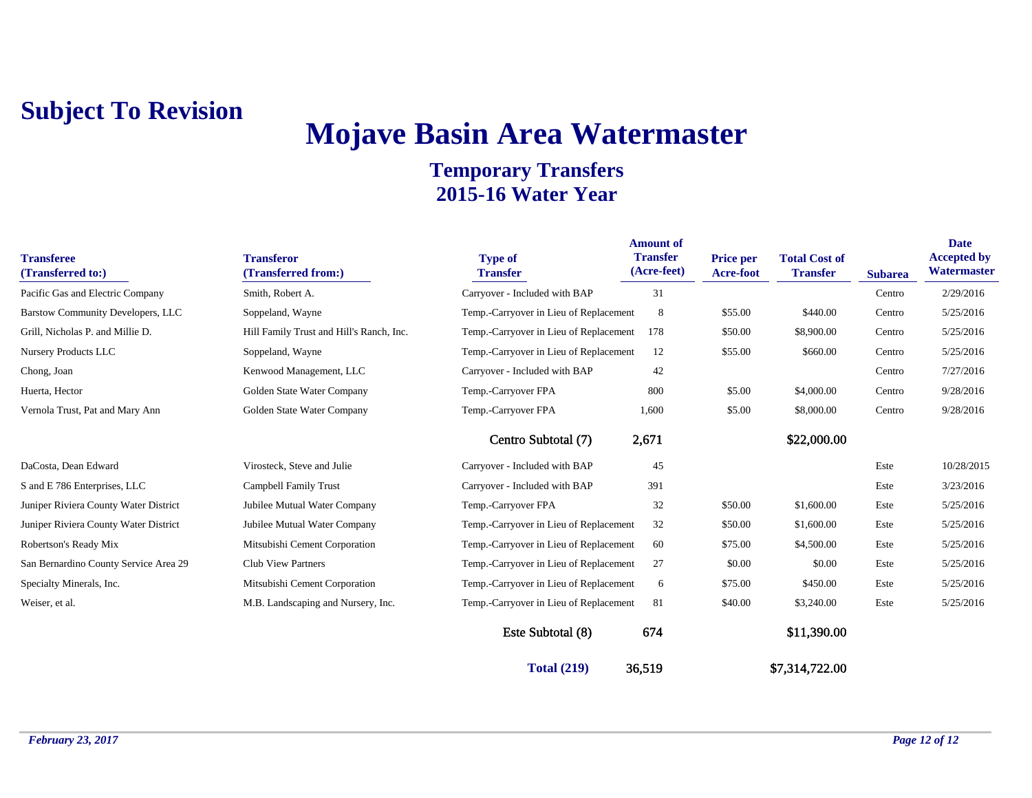**Subject To Revision**

# Mojave Basin Area Watermaster

## Temporary Transfers
## 2015-16 Water Year

| Transferee (Transferred to:) | Transferor (Transferred from:) | Type of Transfer | Amount of Transfer (Acre-feet) | Price per Acre-foot | Total Cost of Transfer | Subarea | Date Accepted by Watermaster |
|---|---|---|---|---|---|---|---|
| Pacific Gas and Electric Company | Smith, Robert A. | Carryover - Included with BAP | 31 | | | Centro | 2/29/2016 |
| Barstow Community Developers, LLC | Soppeland, Wayne | Temp.-Carryover in Lieu of Replacement | 8 | $55.00 | $440.00 | Centro | 5/25/2016 |
| Grill, Nicholas P. and Millie D. | Hill Family Trust and Hill's Ranch, Inc. | Temp.-Carryover in Lieu of Replacement | 178 | $50.00 | $8,900.00 | Centro | 5/25/2016 |
| Nursery Products LLC | Soppeland, Wayne | Temp.-Carryover in Lieu of Replacement | 12 | $55.00 | $660.00 | Centro | 5/25/2016 |
| Chong, Joan | Kenwood Management, LLC | Carryover - Included with BAP | 42 | | | Centro | 7/27/2016 |
| Huerta, Hector | Golden State Water Company | Temp.-Carryover FPA | 800 | $5.00 | $4,000.00 | Centro | 9/28/2016 |
| Vernola Trust, Pat and Mary Ann | Golden State Water Company | Temp.-Carryover FPA | 1,600 | $5.00 | $8,000.00 | Centro | 9/28/2016 |
| | | Centro Subtotal (7) | 2,671 | | $22,000.00 | | |
| DaCosta, Dean Edward | Virosteck, Steve and Julie | Carryover - Included with BAP | 45 | | | Este | 10/28/2015 |
| S and E 786 Enterprises, LLC | Campbell Family Trust | Carryover - Included with BAP | 391 | | | Este | 3/23/2016 |
| Juniper Riviera County Water District | Jubilee Mutual Water Company | Temp.-Carryover FPA | 32 | $50.00 | $1,600.00 | Este | 5/25/2016 |
| Juniper Riviera County Water District | Jubilee Mutual Water Company | Temp.-Carryover in Lieu of Replacement | 32 | $50.00 | $1,600.00 | Este | 5/25/2016 |
| Robertson's Ready Mix | Mitsubishi Cement Corporation | Temp.-Carryover in Lieu of Replacement | 60 | $75.00 | $4,500.00 | Este | 5/25/2016 |
| San Bernardino County Service Area 29 | Club View Partners | Temp.-Carryover in Lieu of Replacement | 27 | $0.00 | $0.00 | Este | 5/25/2016 |
| Specialty Minerals, Inc. | Mitsubishi Cement Corporation | Temp.-Carryover in Lieu of Replacement | 6 | $75.00 | $450.00 | Este | 5/25/2016 |
| Weiser, et al. | M.B. Landscaping and Nursery, Inc. | Temp.-Carryover in Lieu of Replacement | 81 | $40.00 | $3,240.00 | Este | 5/25/2016 |
| | | Este Subtotal (8) | 674 | | $11,390.00 | | |
| | | **Total (219)** | 36,519 | | $7,314,722.00 | | |

*February 23, 2017*